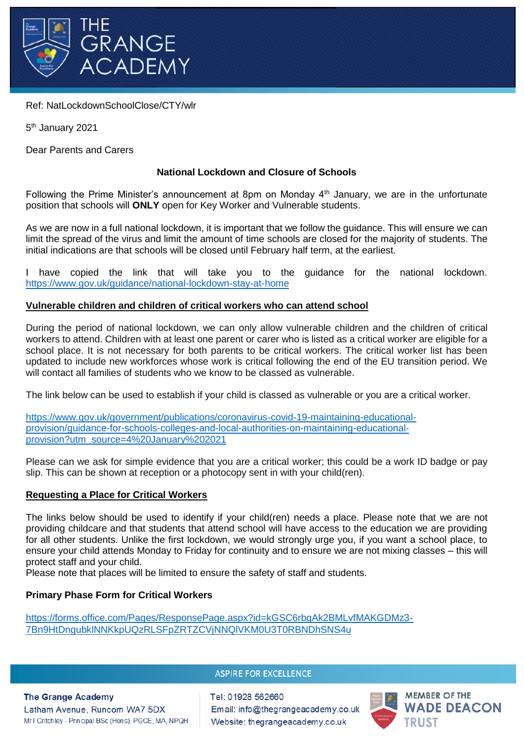Ref: NatLockdownSchoolClose/CTY/wlr

5th January 2021

Dear Parents and Carers

**National Lockdown and Closure of Schools**

Following the Prime Minister's announcement at 8pm on Monday 4th January, we are in the unfortunate position that schools will **ONLY** open for Key Worker and Vulnerable students.

As we are now in a full national lockdown, it is important that we follow the guidance. This will ensure we can limit the spread of the virus and limit the amount of time schools are closed for the majority of students. The initial indications are that schools will be closed until February half term, at the earliest.

I have copied the link that will take you to the guidance for the national lockdown. https://www.gov.uk/guidance/national-lockdown-stay-at-home

**Vulnerable children and children of critical workers who can attend school**

During the period of national lockdown, we can only allow vulnerable children and the children of critical workers to attend. Children with at least one parent or carer who is listed as a critical worker are eligible for a school place. It is not necessary for both parents to be critical workers. The critical worker list has been updated to include new workforces whose work is critical following the end of the EU transition period. We will contact all families of students who we know to be classed as vulnerable.

The link below can be used to establish if your child is classed as vulnerable or you are a critical worker.

https://www.gov.uk/government/publications/coronavirus-covid-19-maintaining-educational-provision/guidance-for-schools-colleges-and-local-authorities-on-maintaining-educational-provision?utm_source=4%20January%202021

Please can we ask for simple evidence that you are a critical worker; this could be a work ID badge or pay slip. This can be shown at reception or a photocopy sent in with your child(ren).

**Requesting a Place for Critical Workers**

The links below should be used to identify if your child(ren) needs a place. Please note that we are not providing childcare and that students that attend school will have access to the education we are providing for all other students. Unlike the first lockdown, we would strongly urge you, if you want a school place, to ensure your child attends Monday to Friday for continuity and to ensure we are not mixing classes – this will protect staff and your child.
Please note that places will be limited to ensure the safety of staff and students.

**Primary Phase Form for Critical Workers**

https://forms.office.com/Pages/ResponsePage.aspx?id=kGSC6rbgAk2BMLvfMAKGDMz3-7Bn9HtDngubklNNKkpUQzRLSFpZRTZCVjNNQlVKM0U3T0RBNDhSNS4u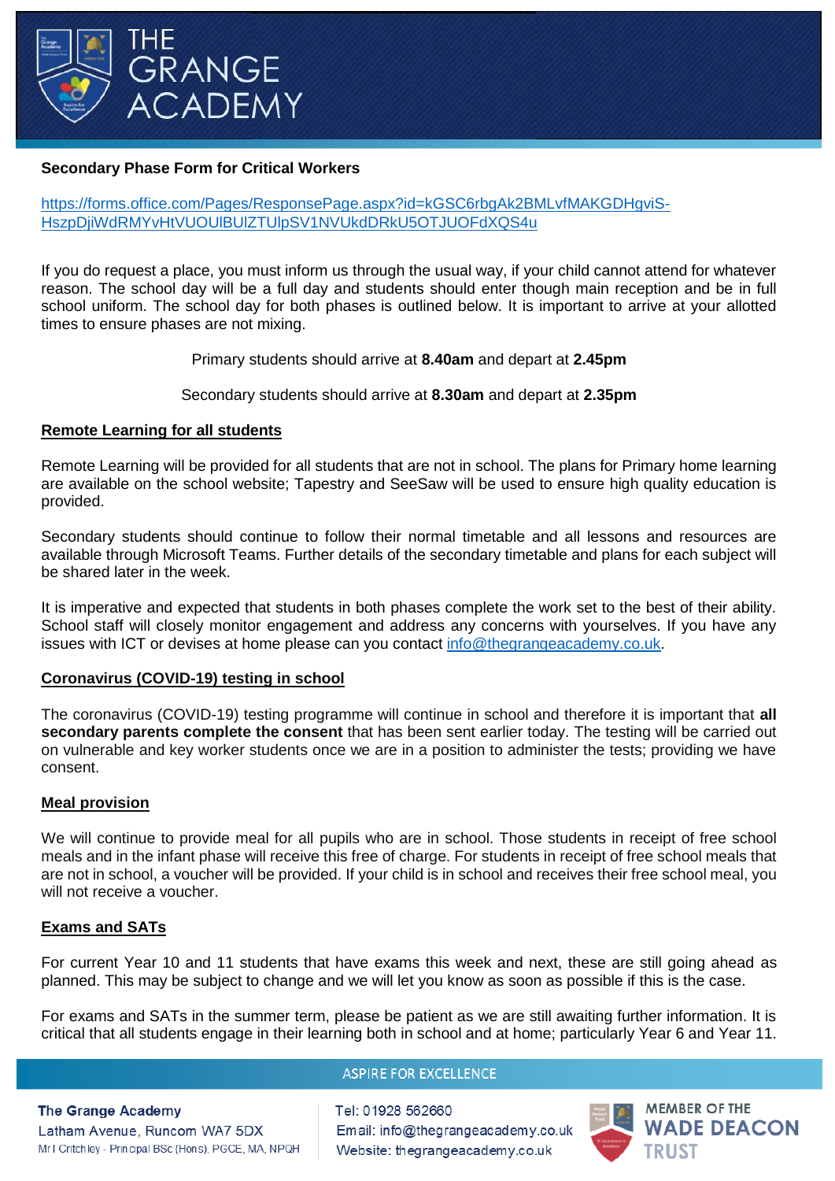**Secondary Phase Form for Critical Workers**

https://forms.office.com/Pages/ResponsePage.aspx?id=kGSC6rbgAk2BMLvfMAKGDHgviS-HszpDjiWdRMYvHtVUOUlBUlZTUlpSV1NVUkdDRkU5OTJUOFdXQS4u

If you do request a place, you must inform us through the usual way, if your child cannot attend for whatever reason. The school day will be a full day and students should enter though main reception and be in full school uniform. The school day for both phases is outlined below. It is important to arrive at your allotted times to ensure phases are not mixing.

Primary students should arrive at **8.40am** and depart at **2.45pm**

Secondary students should arrive at **8.30am** and depart at **2.35pm**

## Remote Learning for all students

Remote Learning will be provided for all students that are not in school. The plans for Primary home learning are available on the school website; Tapestry and SeeSaw will be used to ensure high quality education is provided.

Secondary students should continue to follow their normal timetable and all lessons and resources are available through Microsoft Teams. Further details of the secondary timetable and plans for each subject will be shared later in the week.

It is imperative and expected that students in both phases complete the work set to the best of their ability. School staff will closely monitor engagement and address any concerns with yourselves. If you have any issues with ICT or devises at home please can you contact info@thegrangeacademy.co.uk.

## Coronavirus (COVID-19) testing in school

The coronavirus (COVID-19) testing programme will continue in school and therefore it is important that **all secondary parents complete the consent** that has been sent earlier today. The testing will be carried out on vulnerable and key worker students once we are in a position to administer the tests; providing we have consent.

## Meal provision

We will continue to provide meal for all pupils who are in school. Those students in receipt of free school meals and in the infant phase will receive this free of charge. For students in receipt of free school meals that are not in school, a voucher will be provided. If your child is in school and receives their free school meal, you will not receive a voucher.

## Exams and SATs

For current Year 10 and 11 students that have exams this week and next, these are still going ahead as planned. This may be subject to change and we will let you know as soon as possible if this is the case.

For exams and SATs in the summer term, please be patient as we are still awaiting further information. It is critical that all students engage in their learning both in school and at home; particularly Year 6 and Year 11.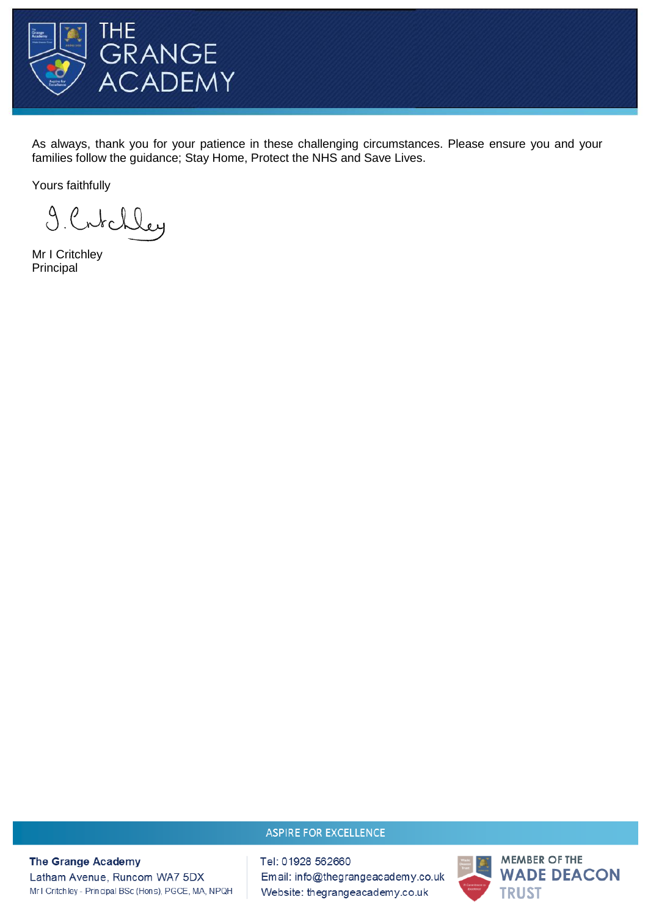As always, thank you for your patience in these challenging circumstances. Please ensure you and your families follow the guidance; Stay Home, Protect the NHS and Save Lives.

Yours faithfully

I. Critchley

Mr I Critchley
Principal